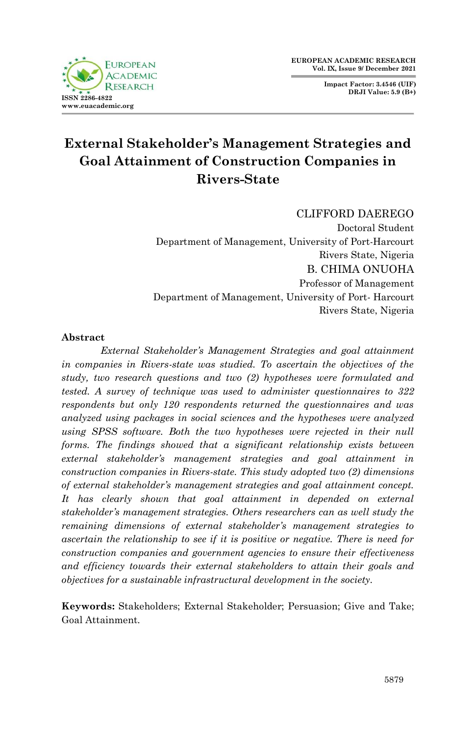# External Stakeholder's Management Strategies and Goal Attainment of Construction Companies in Rivers-State

CLIFFORD DAEREGO
Doctoral Student
Department of Management, University of Port-Harcourt
Rivers State, Nigeria

B. CHIMA ONUOHA
Professor of Management
Department of Management, University of Port- Harcourt
Rivers State, Nigeria

## Abstract

*External Stakeholder's Management Strategies and goal attainment in companies in Rivers-state was studied. To ascertain the objectives of the study, two research questions and two (2) hypotheses were formulated and tested. A survey of technique was used to administer questionnaires to 322 respondents but only 120 respondents returned the questionnaires and was analyzed using packages in social sciences and the hypotheses were analyzed using SPSS software. Both the two hypotheses were rejected in their null forms. The findings showed that a significant relationship exists between external stakeholder's management strategies and goal attainment in construction companies in Rivers-state. This study adopted two (2) dimensions of external stakeholder's management strategies and goal attainment concept. It has clearly shown that goal attainment in depended on external stakeholder's management strategies. Others researchers can as well study the remaining dimensions of external stakeholder's management strategies to ascertain the relationship to see if it is positive or negative. There is need for construction companies and government agencies to ensure their effectiveness and efficiency towards their external stakeholders to attain their goals and objectives for a sustainable infrastructural development in the society.*

**Keywords:** Stakeholders; External Stakeholder; Persuasion; Give and Take; Goal Attainment.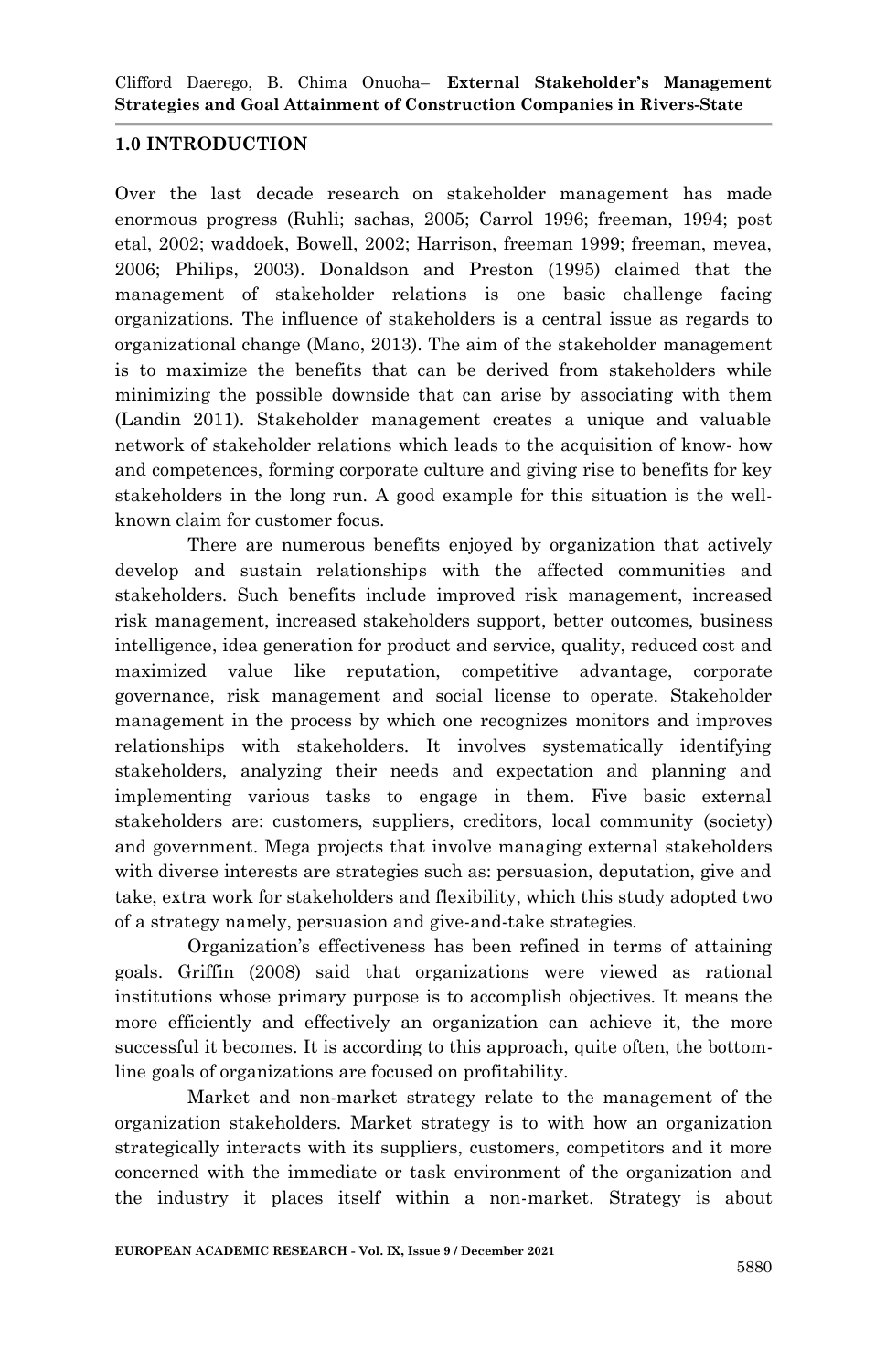## 1.0 INTRODUCTION

Over the last decade research on stakeholder management has made enormous progress (Ruhli; sachas, 2005; Carrol 1996; freeman, 1994; post etal, 2002; waddoek, Bowell, 2002; Harrison, freeman 1999; freeman, mevea, 2006; Philips, 2003). Donaldson and Preston (1995) claimed that the management of stakeholder relations is one basic challenge facing organizations. The influence of stakeholders is a central issue as regards to organizational change (Mano, 2013). The aim of the stakeholder management is to maximize the benefits that can be derived from stakeholders while minimizing the possible downside that can arise by associating with them (Landin 2011). Stakeholder management creates a unique and valuable network of stakeholder relations which leads to the acquisition of know- how and competences, forming corporate culture and giving rise to benefits for key stakeholders in the long run. A good example for this situation is the well-known claim for customer focus.

There are numerous benefits enjoyed by organization that actively develop and sustain relationships with the affected communities and stakeholders. Such benefits include improved risk management, increased risk management, increased stakeholders support, better outcomes, business intelligence, idea generation for product and service, quality, reduced cost and maximized value like reputation, competitive advantage, corporate governance, risk management and social license to operate. Stakeholder management in the process by which one recognizes monitors and improves relationships with stakeholders. It involves systematically identifying stakeholders, analyzing their needs and expectation and planning and implementing various tasks to engage in them. Five basic external stakeholders are: customers, suppliers, creditors, local community (society) and government. Mega projects that involve managing external stakeholders with diverse interests are strategies such as: persuasion, deputation, give and take, extra work for stakeholders and flexibility, which this study adopted two of a strategy namely, persuasion and give-and-take strategies.

Organization's effectiveness has been refined in terms of attaining goals. Griffin (2008) said that organizations were viewed as rational institutions whose primary purpose is to accomplish objectives. It means the more efficiently and effectively an organization can achieve it, the more successful it becomes. It is according to this approach, quite often, the bottom-line goals of organizations are focused on profitability.

Market and non-market strategy relate to the management of the organization stakeholders. Market strategy is to with how an organization strategically interacts with its suppliers, customers, competitors and it more concerned with the immediate or task environment of the organization and the industry it places itself within a non-market. Strategy is about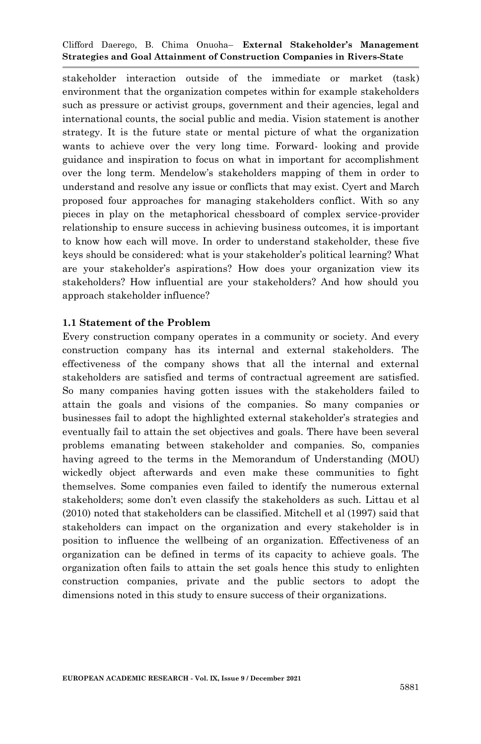stakeholder interaction outside of the immediate or market (task) environment that the organization competes within for example stakeholders such as pressure or activist groups, government and their agencies, legal and international counts, the social public and media. Vision statement is another strategy. It is the future state or mental picture of what the organization wants to achieve over the very long time. Forward- looking and provide guidance and inspiration to focus on what in important for accomplishment over the long term. Mendelow's stakeholders mapping of them in order to understand and resolve any issue or conflicts that may exist. Cyert and March proposed four approaches for managing stakeholders conflict. With so any pieces in play on the metaphorical chessboard of complex service-provider relationship to ensure success in achieving business outcomes, it is important to know how each will move. In order to understand stakeholder, these five keys should be considered: what is your stakeholder's political learning? What are your stakeholder's aspirations? How does your organization view its stakeholders? How influential are your stakeholders? And how should you approach stakeholder influence?

### 1.1 Statement of the Problem

Every construction company operates in a community or society. And every construction company has its internal and external stakeholders. The effectiveness of the company shows that all the internal and external stakeholders are satisfied and terms of contractual agreement are satisfied. So many companies having gotten issues with the stakeholders failed to attain the goals and visions of the companies. So many companies or businesses fail to adopt the highlighted external stakeholder's strategies and eventually fail to attain the set objectives and goals. There have been several problems emanating between stakeholder and companies. So, companies having agreed to the terms in the Memorandum of Understanding (MOU) wickedly object afterwards and even make these communities to fight themselves. Some companies even failed to identify the numerous external stakeholders; some don't even classify the stakeholders as such. Littau et al (2010) noted that stakeholders can be classified. Mitchell et al (1997) said that stakeholders can impact on the organization and every stakeholder is in position to influence the wellbeing of an organization. Effectiveness of an organization can be defined in terms of its capacity to achieve goals. The organization often fails to attain the set goals hence this study to enlighten construction companies, private and the public sectors to adopt the dimensions noted in this study to ensure success of their organizations.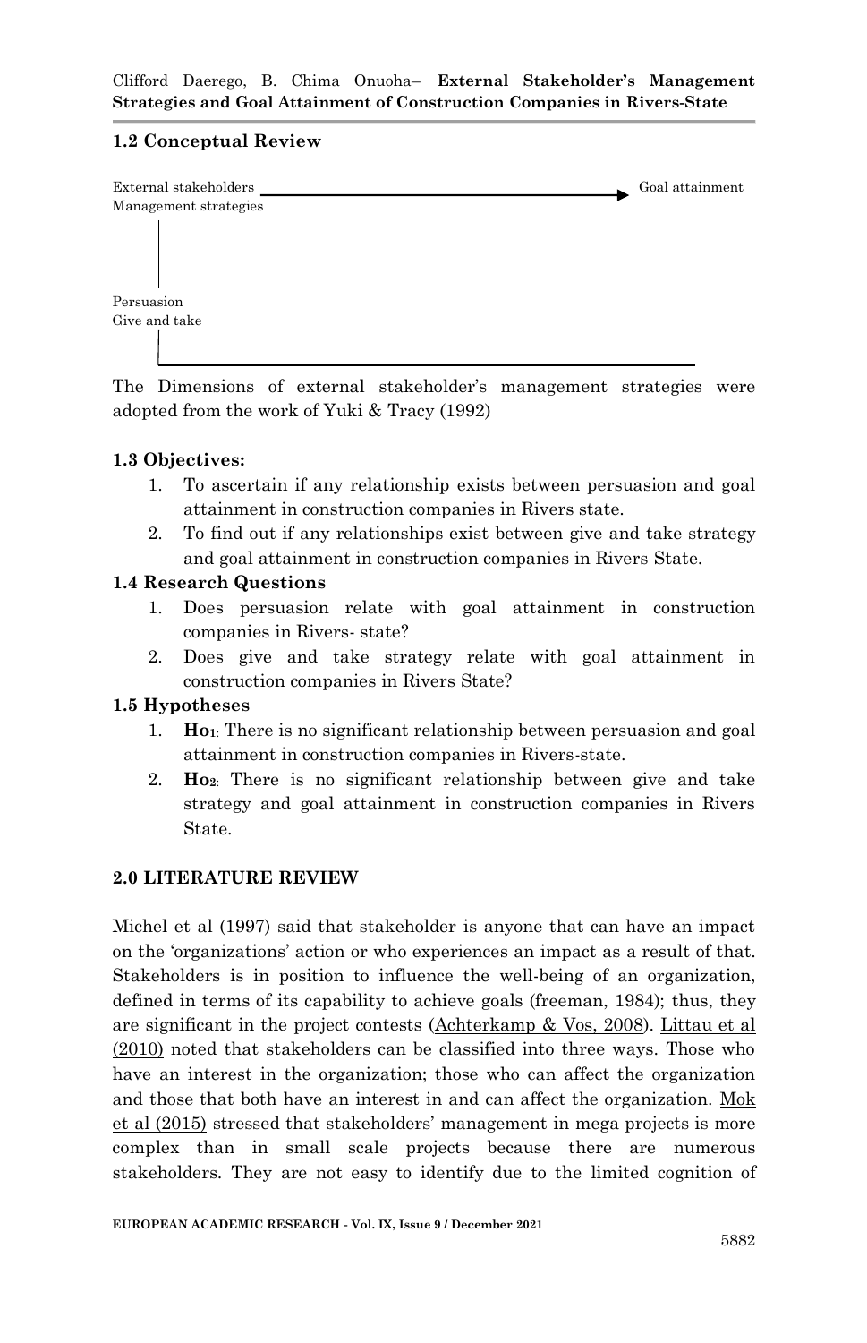### 1.2 Conceptual Review

External stakeholders Management strategies → Goal attainment

Persuasion
Give and take

The Dimensions of external stakeholder's management strategies were adopted from the work of Yuki & Tracy (1992)

### 1.3 Objectives:

1. To ascertain if any relationship exists between persuasion and goal attainment in construction companies in Rivers state.
2. To find out if any relationships exist between give and take strategy and goal attainment in construction companies in Rivers State.

### 1.4 Research Questions

1. Does persuasion relate with goal attainment in construction companies in Rivers- state?
2. Does give and take strategy relate with goal attainment in construction companies in Rivers State?

### 1.5 Hypotheses

1. **Ho1**: There is no significant relationship between persuasion and goal attainment in construction companies in Rivers-state.
2. **Ho2**: There is no significant relationship between give and take strategy and goal attainment in construction companies in Rivers State.

## 2.0 LITERATURE REVIEW

Michel et al (1997) said that stakeholder is anyone that can have an impact on the 'organizations' action or who experiences an impact as a result of that. Stakeholders is in position to influence the well-being of an organization, defined in terms of its capability to achieve goals (freeman, 1984); thus, they are significant in the project contests (Achterkamp & Vos, 2008). Littau et al (2010) noted that stakeholders can be classified into three ways. Those who have an interest in the organization; those who can affect the organization and those that both have an interest in and can affect the organization. Mok et al (2015) stressed that stakeholders' management in mega projects is more complex than in small scale projects because there are numerous stakeholders. They are not easy to identify due to the limited cognition of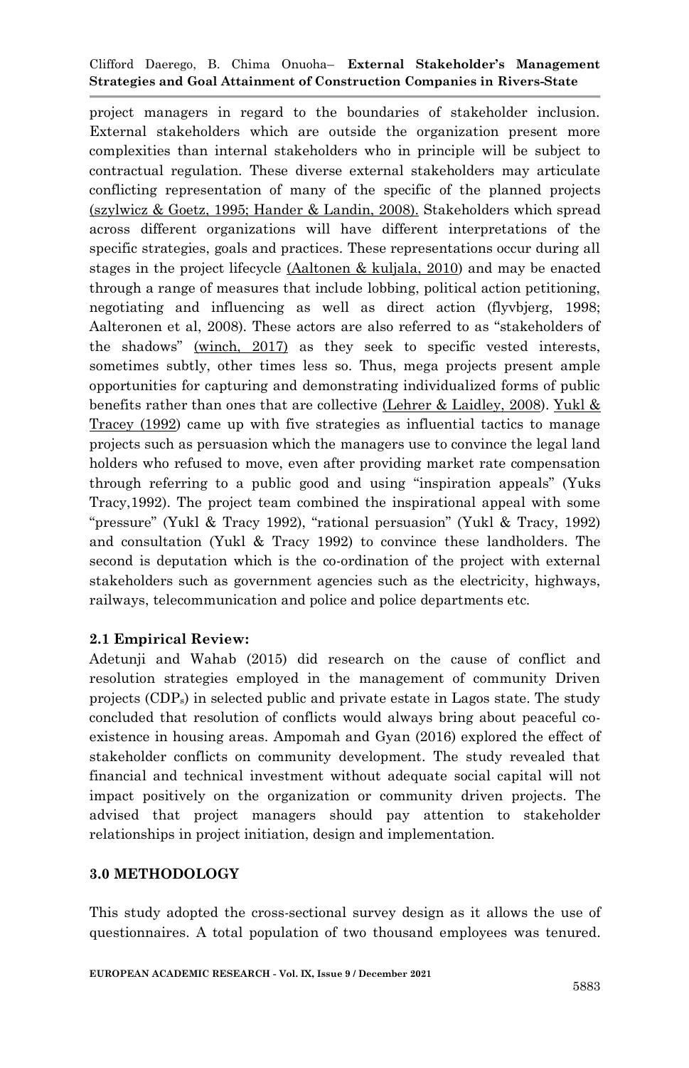project managers in regard to the boundaries of stakeholder inclusion. External stakeholders which are outside the organization present more complexities than internal stakeholders who in principle will be subject to contractual regulation. These diverse external stakeholders may articulate conflicting representation of many of the specific of the planned projects (szylwicz & Goetz, 1995; Hander & Landin, 2008). Stakeholders which spread across different organizations will have different interpretations of the specific strategies, goals and practices. These representations occur during all stages in the project lifecycle (Aaltonen & kuljala, 2010) and may be enacted through a range of measures that include lobbing, political action petitioning, negotiating and influencing as well as direct action (flyvbjerg, 1998; Aalteronen et al, 2008). These actors are also referred to as "stakeholders of the shadows" (winch, 2017) as they seek to specific vested interests, sometimes subtly, other times less so. Thus, mega projects present ample opportunities for capturing and demonstrating individualized forms of public benefits rather than ones that are collective (Lehrer & Laidley, 2008). Yukl & Tracey (1992) came up with five strategies as influential tactics to manage projects such as persuasion which the managers use to convince the legal land holders who refused to move, even after providing market rate compensation through referring to a public good and using "inspiration appeals" (Yuks Tracy,1992). The project team combined the inspirational appeal with some "pressure" (Yukl & Tracy 1992), "rational persuasion" (Yukl & Tracy, 1992) and consultation (Yukl & Tracy 1992) to convince these landholders. The second is deputation which is the co-ordination of the project with external stakeholders such as government agencies such as the electricity, highways, railways, telecommunication and police and police departments etc.

### 2.1 Empirical Review:

Adetunji and Wahab (2015) did research on the cause of conflict and resolution strategies employed in the management of community Driven projects (CDPs) in selected public and private estate in Lagos state. The study concluded that resolution of conflicts would always bring about peaceful co-existence in housing areas. Ampomah and Gyan (2016) explored the effect of stakeholder conflicts on community development. The study revealed that financial and technical investment without adequate social capital will not impact positively on the organization or community driven projects. The advised that project managers should pay attention to stakeholder relationships in project initiation, design and implementation.

## 3.0 METHODOLOGY

This study adopted the cross-sectional survey design as it allows the use of questionnaires. A total population of two thousand employees was tenured.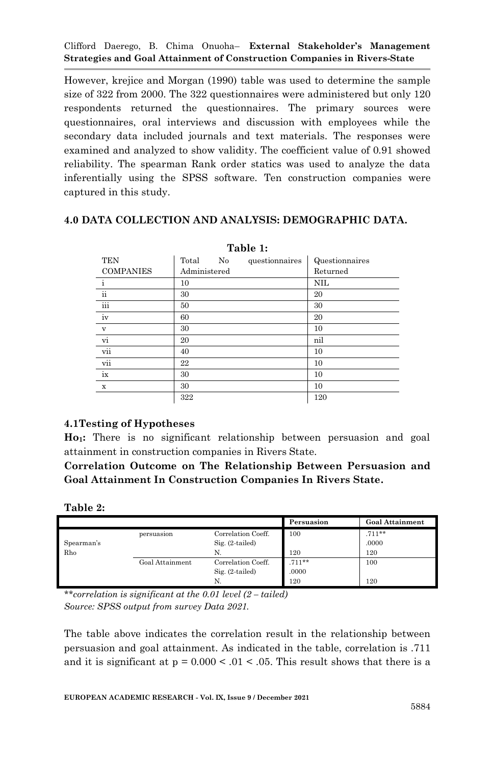However, krejice and Morgan (1990) table was used to determine the sample size of 322 from 2000. The 322 questionnaires were administered but only 120 respondents returned the questionnaires. The primary sources were questionnaires, oral interviews and discussion with employees while the secondary data included journals and text materials. The responses were examined and analyzed to show validity. The coefficient value of 0.91 showed reliability. The spearman Rank order statics was used to analyze the data inferentially using the SPSS software. Ten construction companies were captured in this study.

## 4.0 DATA COLLECTION AND ANALYSIS: DEMOGRAPHIC DATA.

**Table 1:**

| TEN COMPANIES | Total No questionnaires Administered | Questionnaires Returned |
|---|---|---|
| i | 10 | NIL |
| ii | 30 | 20 |
| iii | 50 | 30 |
| iv | 60 | 20 |
| v | 30 | 10 |
| vi | 20 | nil |
| vii | 40 | 10 |
| vii | 22 | 10 |
| ix | 30 | 10 |
| x | 30 | 10 |
| | 322 | 120 |

### 4.1Testing of Hypotheses

**Ho$_1$:** There is no significant relationship between persuasion and goal attainment in construction companies in Rivers State.

**Correlation Outcome on The Relationship Between Persuasion and Goal Attainment In Construction Companies In Rivers State.**

**Table 2:**

| | | | Persuasion | Goal Attainment |
|---|---|---|---|---|
| Spearman's Rho | persuasion | Correlation Coeff. | 100 | .711** |
| | | Sig. (2-tailed) | | .0000 |
| | | N. | 120 | 120 |
| | Goal Attainment | Correlation Coeff. | .711** | 100 |
| | | Sig. (2-tailed) | .0000 | |
| | | N. | 120 | 120 |

***correlation is significant at the 0.01 level (2 – tailed)*
*Source: SPSS output from survey Data 2021.*

The table above indicates the correlation result in the relationship between persuasion and goal attainment. As indicated in the table, correlation is .711 and it is significant at $p = 0.000 < .01 < .05$. This result shows that there is a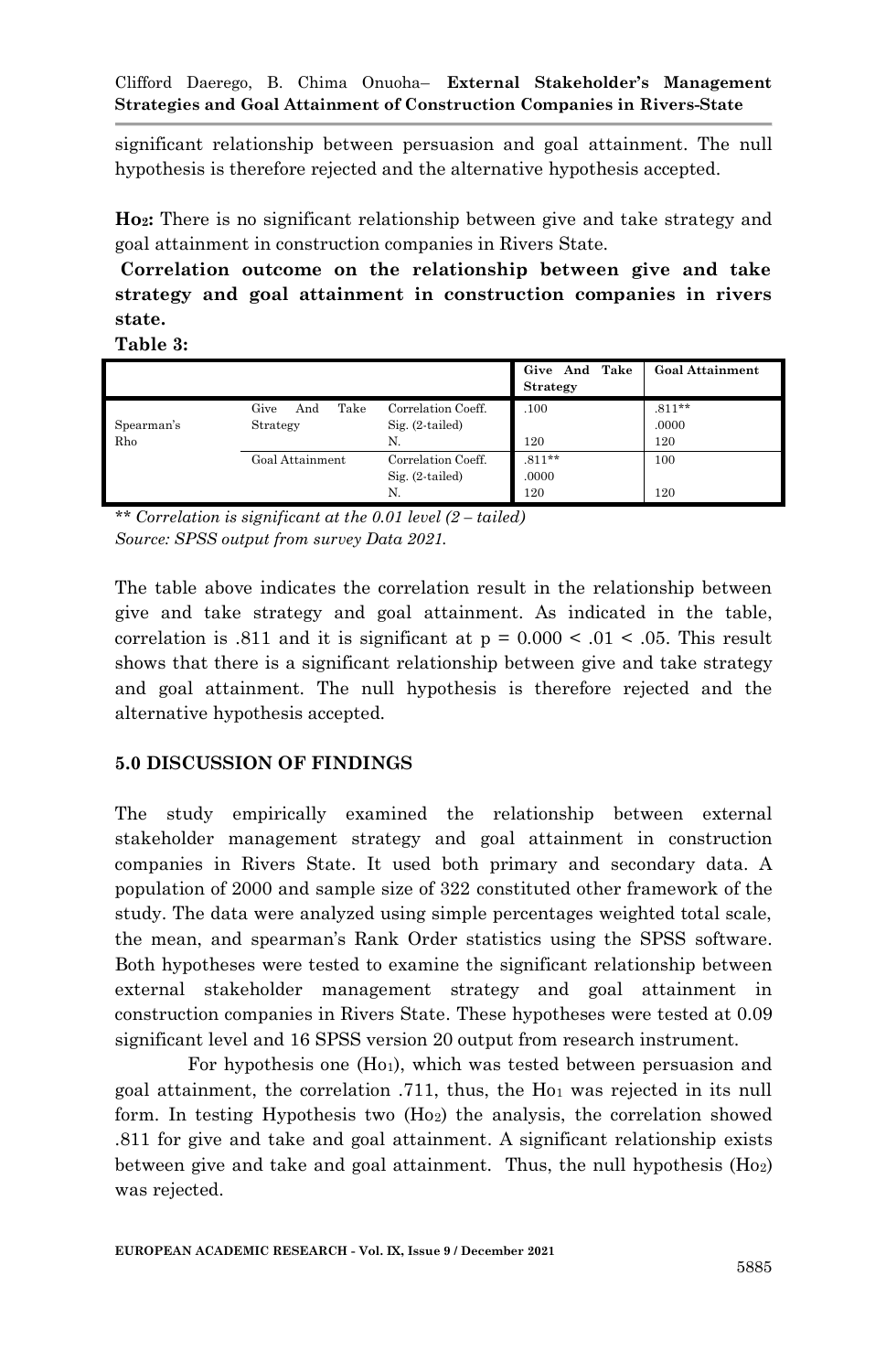significant relationship between persuasion and goal attainment. The null hypothesis is therefore rejected and the alternative hypothesis accepted.

**Ho2:** There is no significant relationship between give and take strategy and goal attainment in construction companies in Rivers State.

**Correlation outcome on the relationship between give and take strategy and goal attainment in construction companies in rivers state.**

**Table 3:**

| | | | Give And Take Strategy | Goal Attainment |
|---|---|---|---|---|
| Spearman's Rho | Give And Take Strategy | Correlation Coeff. | .100 | .811** |
| | | Sig. (2-tailed) | | .0000 |
| | | N. | 120 | 120 |
| | Goal Attainment | Correlation Coeff. | .811** | 100 |
| | | Sig. (2-tailed) | .0000 | |
| | | N. | 120 | 120 |

*** Correlation is significant at the 0.01 level (2 – tailed)*
*Source: SPSS output from survey Data 2021.*

The table above indicates the correlation result in the relationship between give and take strategy and goal attainment. As indicated in the table, correlation is .811 and it is significant at $p = 0.000 < .01 < .05$. This result shows that there is a significant relationship between give and take strategy and goal attainment. The null hypothesis is therefore rejected and the alternative hypothesis accepted.

## 5.0 DISCUSSION OF FINDINGS

The study empirically examined the relationship between external stakeholder management strategy and goal attainment in construction companies in Rivers State. It used both primary and secondary data. A population of 2000 and sample size of 322 constituted other framework of the study. The data were analyzed using simple percentages weighted total scale, the mean, and spearman's Rank Order statistics using the SPSS software. Both hypotheses were tested to examine the significant relationship between external stakeholder management strategy and goal attainment in construction companies in Rivers State. These hypotheses were tested at 0.09 significant level and 16 SPSS version 20 output from research instrument.

For hypothesis one (Ho1), which was tested between persuasion and goal attainment, the correlation .711, thus, the Ho1 was rejected in its null form. In testing Hypothesis two (Ho2) the analysis, the correlation showed .811 for give and take and goal attainment. A significant relationship exists between give and take and goal attainment. Thus, the null hypothesis (Ho2) was rejected.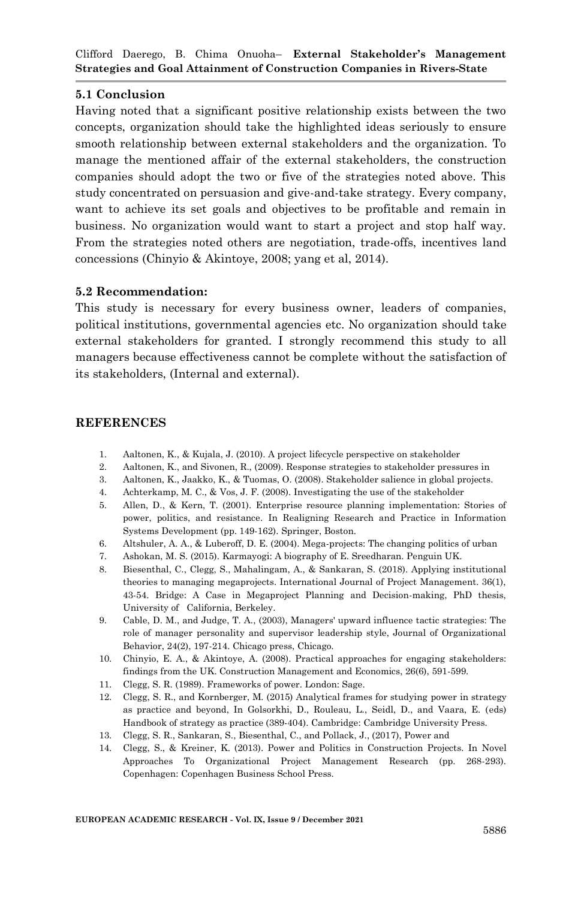## 5.1 Conclusion

Having noted that a significant positive relationship exists between the two concepts, organization should take the highlighted ideas seriously to ensure smooth relationship between external stakeholders and the organization. To manage the mentioned affair of the external stakeholders, the construction companies should adopt the two or five of the strategies noted above. This study concentrated on persuasion and give-and-take strategy. Every company, want to achieve its set goals and objectives to be profitable and remain in business. No organization would want to start a project and stop half way. From the strategies noted others are negotiation, trade-offs, incentives land concessions (Chinyio & Akintoye, 2008; yang et al, 2014).

## 5.2 Recommendation:

This study is necessary for every business owner, leaders of companies, political institutions, governmental agencies etc. No organization should take external stakeholders for granted. I strongly recommend this study to all managers because effectiveness cannot be complete without the satisfaction of its stakeholders, (Internal and external).

## REFERENCES

1. Aaltonen, K., & Kujala, J. (2010). A project lifecycle perspective on stakeholder
2. Aaltonen, K., and Sivonen, R., (2009). Response strategies to stakeholder pressures in
3. Aaltonen, K., Jaakko, K., & Tuomas, O. (2008). Stakeholder salience in global projects.
4. Achterkamp, M. C., & Vos, J. F. (2008). Investigating the use of the stakeholder
5. Allen, D., & Kern, T. (2001). Enterprise resource planning implementation: Stories of power, politics, and resistance. In Realigning Research and Practice in Information Systems Development (pp. 149-162). Springer, Boston.
6. Altshuler, A. A., & Luberoff, D. E. (2004). Mega-projects: The changing politics of urban
7. Ashokan, M. S. (2015). Karmayogi: A biography of E. Sreedharan. Penguin UK.
8. Biesenthal, C., Clegg, S., Mahalingam, A., & Sankaran, S. (2018). Applying institutional theories to managing megaprojects. International Journal of Project Management. 36(1), 43-54. Bridge: A Case in Megaproject Planning and Decision-making, PhD thesis, University of California, Berkeley.
9. Cable, D. M., and Judge, T. A., (2003), Managers' upward influence tactic strategies: The role of manager personality and supervisor leadership style, Journal of Organizational Behavior, 24(2), 197-214. Chicago press, Chicago.
10. Chinyio, E. A., & Akintoye, A. (2008). Practical approaches for engaging stakeholders: findings from the UK. Construction Management and Economics, 26(6), 591-599.
11. Clegg, S. R. (1989). Frameworks of power. London: Sage.
12. Clegg, S. R., and Kornberger, M. (2015) Analytical frames for studying power in strategy as practice and beyond, In Golsorkhi, D., Rouleau, L., Seidl, D., and Vaara, E. (eds) Handbook of strategy as practice (389-404). Cambridge: Cambridge University Press.
13. Clegg, S. R., Sankaran, S., Biesenthal, C., and Pollack, J., (2017), Power and
14. Clegg, S., & Kreiner, K. (2013). Power and Politics in Construction Projects. In Novel Approaches To Organizational Project Management Research (pp. 268-293). Copenhagen: Copenhagen Business School Press.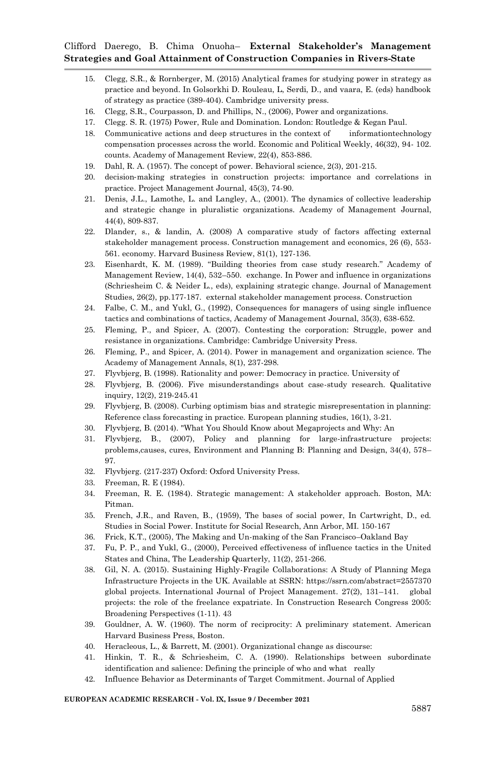15. Clegg, S.R., & Rornberger, M. (2015) Analytical frames for studying power in strategy as practice and beyond. In Golsorkhi D. Rouleau, L, Serdi, D., and vaara, E. (eds) handbook of strategy as practice (389-404). Cambridge university press.
16. Clegg, S.R., Courpasson, D. and Phillips, N., (2006), Power and organizations.
17. Clegg. S. R. (1975) Power, Rule and Domination. London: Routledge & Kegan Paul.
18. Communicative actions and deep structures in the context of informationtechnology compensation processes across the world. Economic and Political Weekly, 46(32), 94- 102. counts. Academy of Management Review, 22(4), 853-886.
19. Dahl, R. A. (1957). The concept of power. Behavioral science, 2(3), 201-215.
20. decision-making strategies in construction projects: importance and correlations in practice. Project Management Journal, 45(3), 74-90.
21. Denis, J.L., Lamothe, L. and Langley, A., (2001). The dynamics of collective leadership and strategic change in pluralistic organizations. Academy of Management Journal, 44(4), 809-837.
22. Dlander, s., & landin, A. (2008) A comparative study of factors affecting external stakeholder management process. Construction management and economics, 26 (6), 553-561. economy. Harvard Business Review, 81(1), 127-136.
23. Eisenhardt, K. M. (1989). "Building theories from case study research." Academy of Management Review, 14(4), 532–550. exchange. In Power and influence in organizations (Schriesheim C. & Neider L., eds), explaining strategic change. Journal of Management Studies, 26(2), pp.177-187. external stakeholder management process. Construction
24. Falbe, C. M., and Yukl, G., (1992), Consequences for managers of using single influence tactics and combinations of tactics, Academy of Management Journal, 35(3), 638-652.
25. Fleming, P., and Spicer, A. (2007). Contesting the corporation: Struggle, power and resistance in organizations. Cambridge: Cambridge University Press.
26. Fleming, P., and Spicer, A. (2014). Power in management and organization science. The Academy of Management Annals, 8(1), 237-298.
27. Flyvbjerg, B. (1998). Rationality and power: Democracy in practice. University of
28. Flyvbjerg, B. (2006). Five misunderstandings about case-study research. Qualitative inquiry, 12(2), 219-245.41
29. Flyvbjerg, B. (2008). Curbing optimism bias and strategic misrepresentation in planning: Reference class forecasting in practice. European planning studies, 16(1), 3-21.
30. Flyvbjerg, B. (2014). "What You Should Know about Megaprojects and Why: An
31. Flyvbjerg, B., (2007), Policy and planning for large-infrastructure projects: problems,causes, cures, Environment and Planning B: Planning and Design, 34(4), 578–97.
32. Flyvbjerg. (217-237) Oxford: Oxford University Press.
33. Freeman, R. E (1984).
34. Freeman, R. E. (1984). Strategic management: A stakeholder approach. Boston, MA: Pitman.
35. French, J.R., and Raven, B., (1959), The bases of social power, In Cartwright, D., ed. Studies in Social Power. Institute for Social Research, Ann Arbor, MI. 150-167
36. Frick, K.T., (2005), The Making and Un-making of the San Francisco–Oakland Bay
37. Fu, P. P., and Yukl, G., (2000), Perceived effectiveness of influence tactics in the United States and China, The Leadership Quarterly, 11(2), 251-266.
38. Gil, N. A. (2015). Sustaining Highly-Fragile Collaborations: A Study of Planning Mega Infrastructure Projects in the UK. Available at SSRN: https://ssrn.com/abstract=2557370 global projects. International Journal of Project Management. 27(2), 131–141. global projects: the role of the freelance expatriate. In Construction Research Congress 2005: Broadening Perspectives (1-11). 43
39. Gouldner, A. W. (1960). The norm of reciprocity: A preliminary statement. American Harvard Business Press, Boston.
40. Heracleous, L., & Barrett, M. (2001). Organizational change as discourse:
41. Hinkin, T. R., & Schriesheim, C. A. (1990). Relationships between subordinate identification and salience: Defining the principle of who and what really
42. Influence Behavior as Determinants of Target Commitment. Journal of Applied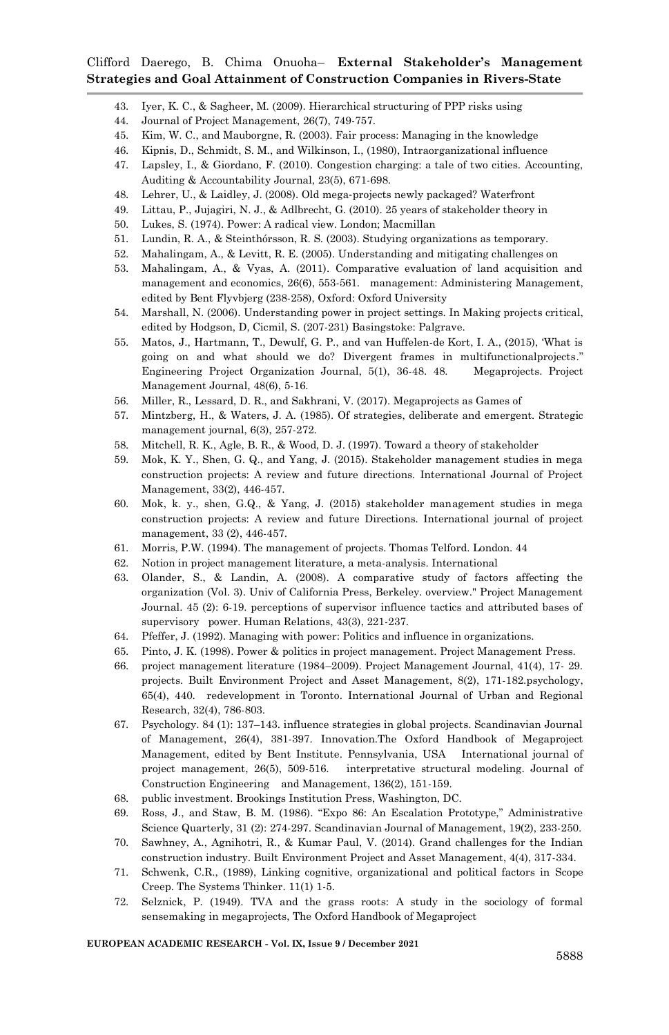43. Iyer, K. C., & Sagheer, M. (2009). Hierarchical structuring of PPP risks using
44. Journal of Project Management, 26(7), 749-757.
45. Kim, W. C., and Mauborgne, R. (2003). Fair process: Managing in the knowledge
46. Kipnis, D., Schmidt, S. M., and Wilkinson, I., (1980), Intraorganizational influence
47. Lapsley, I., & Giordano, F. (2010). Congestion charging: a tale of two cities. Accounting, Auditing & Accountability Journal, 23(5), 671-698.
48. Lehrer, U., & Laidley, J. (2008). Old mega-projects newly packaged? Waterfront
49. Littau, P., Jujagiri, N. J., & Adlbrecht, G. (2010). 25 years of stakeholder theory in
50. Lukes, S. (1974). Power: A radical view. London; Macmillan
51. Lundin, R. A., & Steinthórsson, R. S. (2003). Studying organizations as temporary.
52. Mahalingam, A., & Levitt, R. E. (2005). Understanding and mitigating challenges on
53. Mahalingam, A., & Vyas, A. (2011). Comparative evaluation of land acquisition and management and economics, 26(6), 553-561. management: Administering Management, edited by Bent Flyvbjerg (238-258), Oxford: Oxford University
54. Marshall, N. (2006). Understanding power in project settings. In Making projects critical, edited by Hodgson, D, Cicmil, S. (207-231) Basingstoke: Palgrave.
55. Matos, J., Hartmann, T., Dewulf, G. P., and van Huffelen-de Kort, I. A., (2015), 'What is going on and what should we do? Divergent frames in multifunctionalprojects." Engineering Project Organization Journal, 5(1), 36-48. 48. Megaprojects. Project Management Journal, 48(6), 5-16.
56. Miller, R., Lessard, D. R., and Sakhrani, V. (2017). Megaprojects as Games of
57. Mintzberg, H., & Waters, J. A. (1985). Of strategies, deliberate and emergent. Strategic management journal, 6(3), 257-272.
58. Mitchell, R. K., Agle, B. R., & Wood, D. J. (1997). Toward a theory of stakeholder
59. Mok, K. Y., Shen, G. Q., and Yang, J. (2015). Stakeholder management studies in mega construction projects: A review and future directions. International Journal of Project Management, 33(2), 446-457.
60. Mok, k. y., shen, G.Q., & Yang, J. (2015) stakeholder management studies in mega construction projects: A review and future Directions. International journal of project management, 33 (2), 446-457.
61. Morris, P.W. (1994). The management of projects. Thomas Telford. London. 44
62. Notion in project management literature, a meta-analysis. International
63. Olander, S., & Landin, A. (2008). A comparative study of factors affecting the organization (Vol. 3). Univ of California Press, Berkeley. overview." Project Management Journal. 45 (2): 6-19. perceptions of supervisor influence tactics and attributed bases of supervisory power. Human Relations, 43(3), 221-237.
64. Pfeffer, J. (1992). Managing with power: Politics and influence in organizations.
65. Pinto, J. K. (1998). Power & politics in project management. Project Management Press.
66. project management literature (1984–2009). Project Management Journal, 41(4), 17- 29. projects. Built Environment Project and Asset Management, 8(2), 171-182.psychology, 65(4), 440. redevelopment in Toronto. International Journal of Urban and Regional Research, 32(4), 786-803.
67. Psychology. 84 (1): 137–143. influence strategies in global projects. Scandinavian Journal of Management, 26(4), 381-397. Innovation.The Oxford Handbook of Megaproject Management, edited by Bent Institute. Pennsylvania, USA International journal of project management, 26(5), 509-516. interpretative structural modeling. Journal of Construction Engineering and Management, 136(2), 151-159.
68. public investment. Brookings Institution Press, Washington, DC.
69. Ross, J., and Staw, B. M. (1986). "Expo 86: An Escalation Prototype," Administrative Science Quarterly, 31 (2): 274-297. Scandinavian Journal of Management, 19(2), 233-250.
70. Sawhney, A., Agnihotri, R., & Kumar Paul, V. (2014). Grand challenges for the Indian construction industry. Built Environment Project and Asset Management, 4(4), 317-334.
71. Schwenk, C.R., (1989), Linking cognitive, organizational and political factors in Scope Creep. The Systems Thinker. 11(1) 1-5.
72. Selznick, P. (1949). TVA and the grass roots: A study in the sociology of formal sensemaking in megaprojects, The Oxford Handbook of Megaproject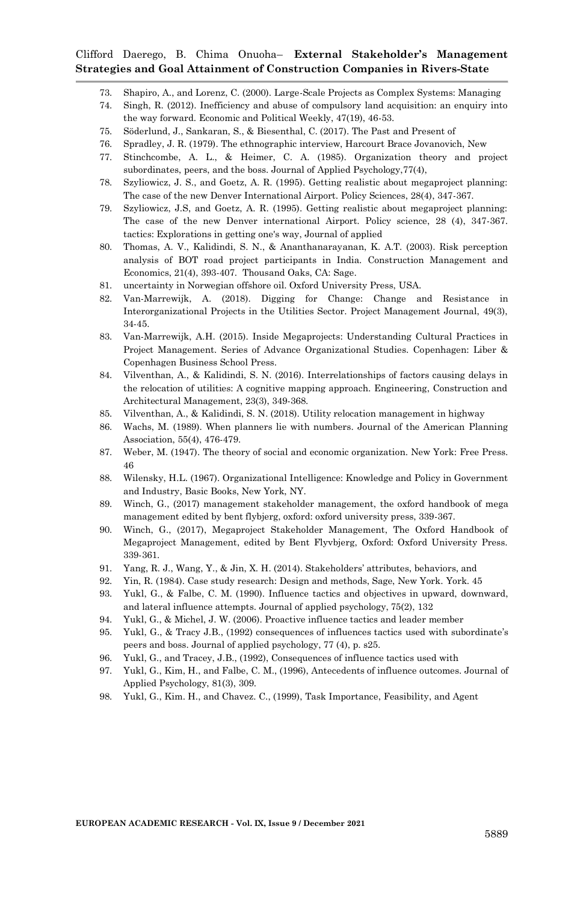73. Shapiro, A., and Lorenz, C. (2000). Large-Scale Projects as Complex Systems: Managing
74. Singh, R. (2012). Inefficiency and abuse of compulsory land acquisition: an enquiry into the way forward. Economic and Political Weekly, 47(19), 46-53.
75. Söderlund, J., Sankaran, S., & Biesenthal, C. (2017). The Past and Present of
76. Spradley, J. R. (1979). The ethnographic interview, Harcourt Brace Jovanovich, New
77. Stinchcombe, A. L., & Heimer, C. A. (1985). Organization theory and project subordinates, peers, and the boss. Journal of Applied Psychology,77(4),
78. Szyliowicz, J. S., and Goetz, A. R. (1995). Getting realistic about megaproject planning: The case of the new Denver International Airport. Policy Sciences, 28(4), 347-367.
79. Szyliowicz, J.S, and Goetz, A. R. (1995). Getting realistic about megaproject planning: The case of the new Denver international Airport. Policy science, 28 (4), 347-367. tactics: Explorations in getting one's way, Journal of applied
80. Thomas, A. V., Kalidindi, S. N., & Ananthanarayanan, K. A.T. (2003). Risk perception analysis of BOT road project participants in India. Construction Management and Economics, 21(4), 393-407. Thousand Oaks, CA: Sage.
81. uncertainty in Norwegian offshore oil. Oxford University Press, USA.
82. Van-Marrewijk, A. (2018). Digging for Change: Change and Resistance in Interorganizational Projects in the Utilities Sector. Project Management Journal, 49(3), 34-45.
83. Van-Marrewijk, A.H. (2015). Inside Megaprojects: Understanding Cultural Practices in Project Management. Series of Advance Organizational Studies. Copenhagen: Liber & Copenhagen Business School Press.
84. Vilventhan, A., & Kalidindi, S. N. (2016). Interrelationships of factors causing delays in the relocation of utilities: A cognitive mapping approach. Engineering, Construction and Architectural Management, 23(3), 349-368.
85. Vilventhan, A., & Kalidindi, S. N. (2018). Utility relocation management in highway
86. Wachs, M. (1989). When planners lie with numbers. Journal of the American Planning Association, 55(4), 476-479.
87. Weber, M. (1947). The theory of social and economic organization. New York: Free Press. 46
88. Wilensky, H.L. (1967). Organizational Intelligence: Knowledge and Policy in Government and Industry, Basic Books, New York, NY.
89. Winch, G., (2017) management stakeholder management, the oxford handbook of mega management edited by bent flybjerg, oxford: oxford university press, 339-367.
90. Winch, G., (2017), Megaproject Stakeholder Management, The Oxford Handbook of Megaproject Management, edited by Bent Flyvbjerg, Oxford: Oxford University Press. 339-361.
91. Yang, R. J., Wang, Y., & Jin, X. H. (2014). Stakeholders' attributes, behaviors, and
92. Yin, R. (1984). Case study research: Design and methods, Sage, New York. York. 45
93. Yukl, G., & Falbe, C. M. (1990). Influence tactics and objectives in upward, downward, and lateral influence attempts. Journal of applied psychology, 75(2), 132
94. Yukl, G., & Michel, J. W. (2006). Proactive influence tactics and leader member
95. Yukl, G., & Tracy J.B., (1992) consequences of influences tactics used with subordinate's peers and boss. Journal of applied psychology, 77 (4), p. s25.
96. Yukl, G., and Tracey, J.B., (1992), Consequences of influence tactics used with
97. Yukl, G., Kim, H., and Falbe, C. M., (1996), Antecedents of influence outcomes. Journal of Applied Psychology, 81(3), 309.
98. Yukl, G., Kim. H., and Chavez. C., (1999), Task Importance, Feasibility, and Agent